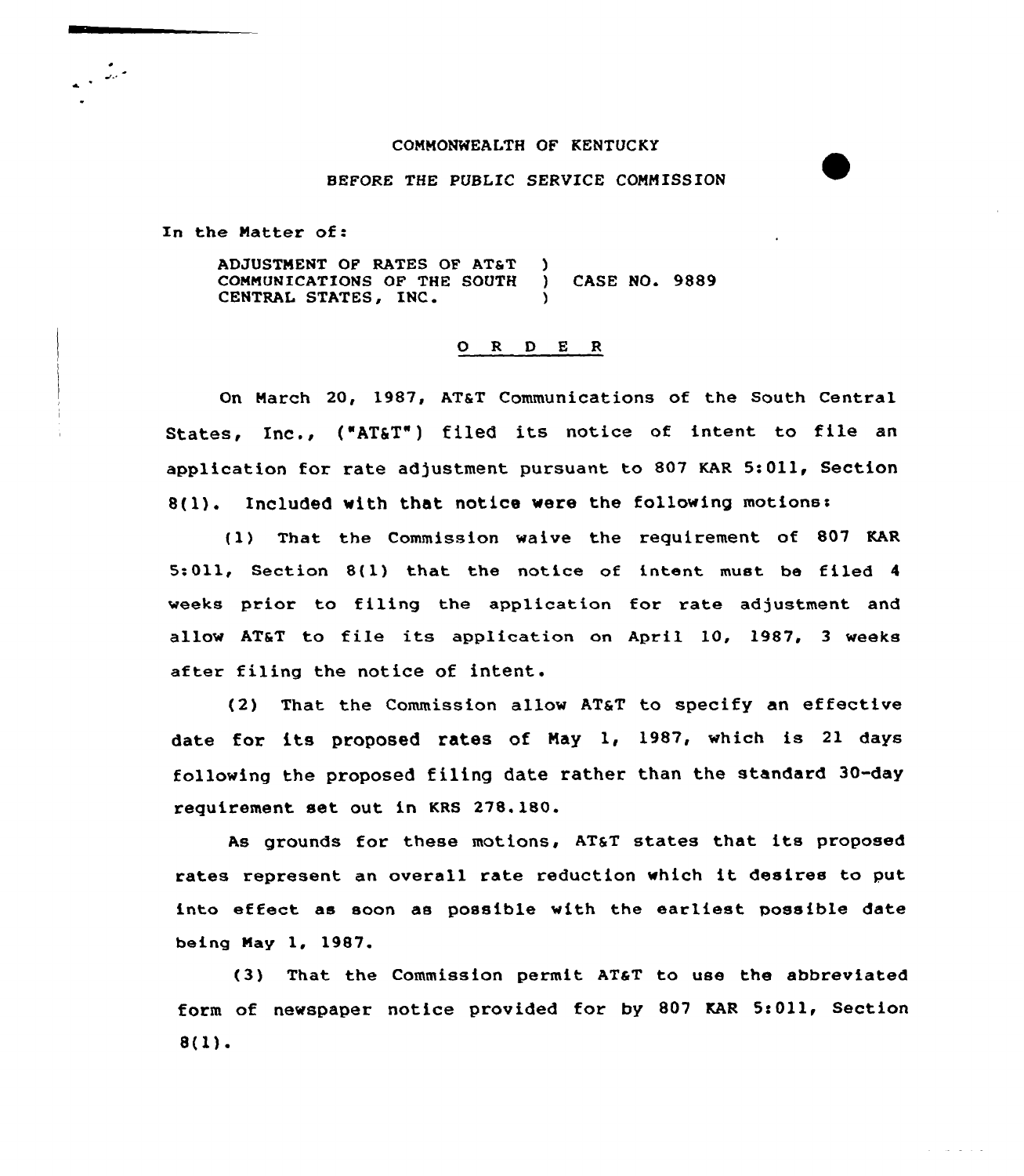COMMONWEALTH OF KENTUCKY

BEFORE THE PUBLIC SERVICE COMMISSION

In the Matter of:

ADJUSTMENT OF RATES OF AT&T COMMUNICATIONS OF THE SOUTH CENTRAL STATES, INC. ) CASE NO. 9889

## O R D E R

On March 20, 1987, AT&T Communications of the South Central States, Inc., ("AT&T") filed its notice of intent to file an application for rate adjustment pursuant to 807 KAR 5:011, Section 8(1). Included with that notice were the following motions:

(1) That the Commission waive the requirement of 807 KAR 5:011, Section 8(1) that the notice of intent must be filed 4 weeks prior to filing the application for rate adjustment and allow AT&T to file its application on April 10, 1987, 3 weeks after filing the notice of intent.

(2) That the Commission allow AT&T to specify an effective date for its proposed rates of May 1, 1987, which is 21 days following the proposed filing date rather than the standard 30-day requirement set out in KRS 278.180.

As grounds for these motions, AT&T states that its proposed rates represent an overall rate reduction which it desires to put into effect as soon as possible with the earliest possible date being May 1, 1987.

(3) That the Commission permit AT&T to use the abbreviated form of newspaper notice provided for by 807 KAR 5:011, Section 8(1).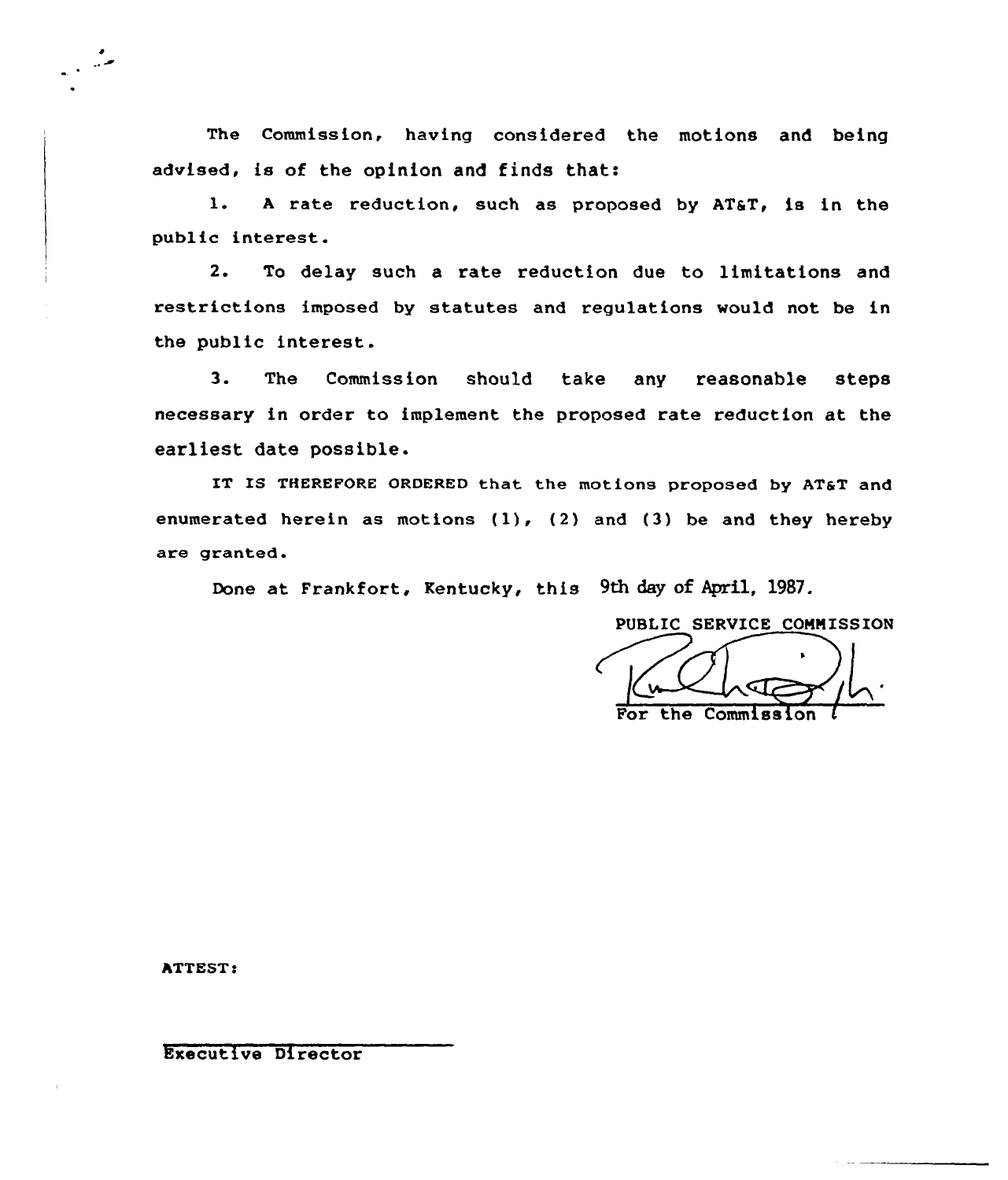The Commission, having considered the motions and being advised, is of the opinion and finds that:

1. A rate reduction, such as proposed by AT&T, is in the public interest.

2. To delay such a rate reduction due to limitations and restrictions imposed by statutes and regulations would not be in the public interest.

3. The Commission should take any reasonable steps necessary in order to implement the proposed rate reduction at the earliest date possible.

IT IS THEREFORE ORDERED that the motions proposed by AT&T and enumerated herein as motions (1), (2) and (3) be and they hereby are granted.

Done at Frankfort, Kentucky, this 9th day of April, 1987.

PUBLIC SERVICE COMMISSION

For the Commission

ATTEST:

Executive Director